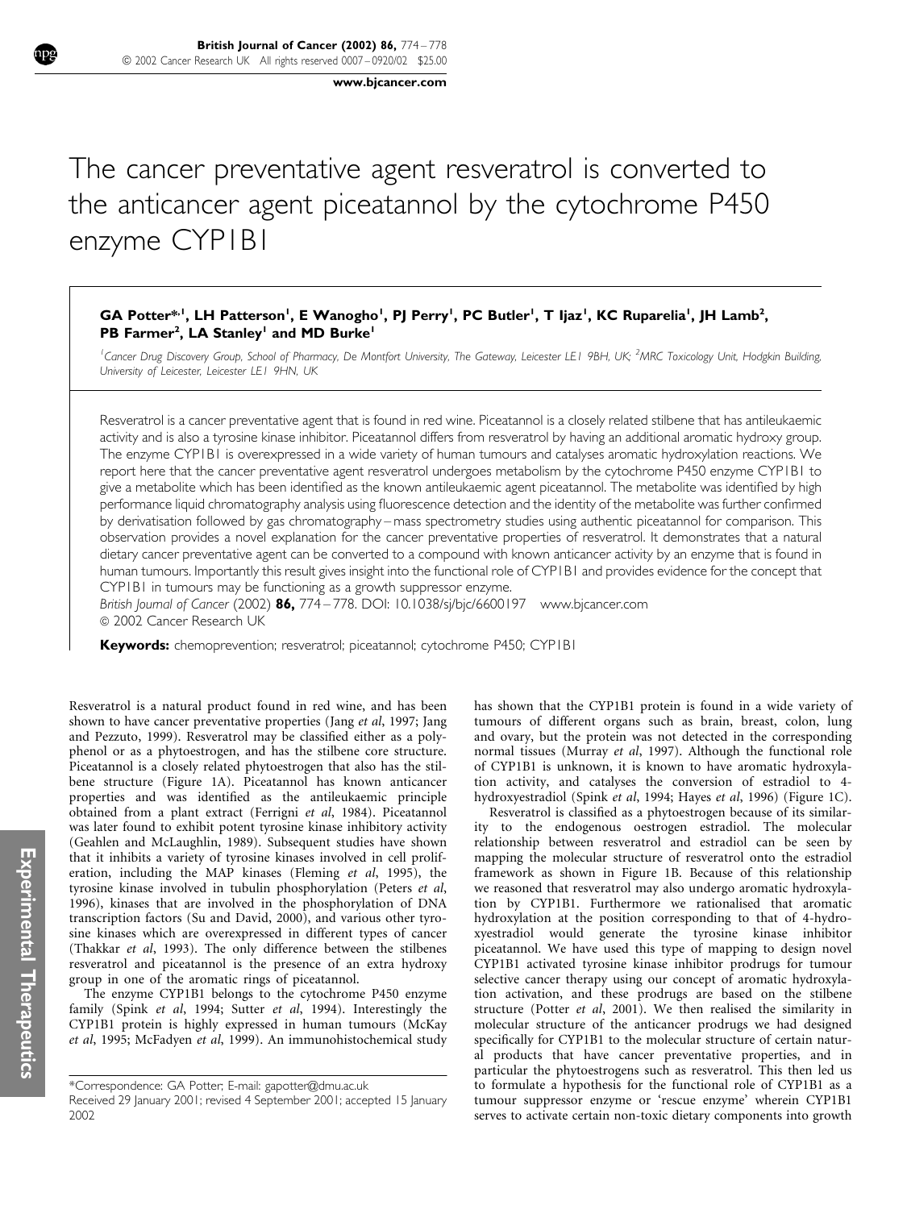# The cancer preventative agent resveratrol is converted to the anticancer agent piceatannol by the cytochrome P450 enzyme CYP1B1

**GA Potter*[,1], LH Patterson[1], E Wanogho[1], PJ Perry[1], PC Butler[1], T Ijaz[1], KC Ruparelia[1], JH Lamb[2], PB Farmer[2], LA Stanley[1] and MD Burke[1]**

[1]*Cancer Drug Discovery Group, School of Pharmacy, De Montfort University, The Gateway, Leicester LE1 9BH, UK;* [2]*MRC Toxicology Unit, Hodgkin Building, University of Leicester, Leicester LE1 9HN, UK*

Resveratrol is a cancer preventative agent that is found in red wine. Piceatannol is a closely related stilbene that has antileukaemic activity and is also a tyrosine kinase inhibitor. Piceatannol differs from resveratrol by having an additional aromatic hydroxy group. The enzyme CYP1B1 is overexpressed in a wide variety of human tumours and catalyses aromatic hydroxylation reactions. We report here that the cancer preventative agent resveratrol undergoes metabolism by the cytochrome P450 enzyme CYP1B1 to give a metabolite which has been identified as the known antileukaemic agent piceatannol. The metabolite was identified by high performance liquid chromatography analysis using fluorescence detection and the identity of the metabolite was further confirmed by derivatisation followed by gas chromatography–mass spectrometry studies using authentic piceatannol for comparison. This observation provides a novel explanation for the cancer preventative properties of resveratrol. It demonstrates that a natural dietary cancer preventative agent can be converted to a compound with known anticancer activity by an enzyme that is found in human tumours. Importantly this result gives insight into the functional role of CYP1B1 and provides evidence for the concept that CYP1B1 in tumours may be functioning as a growth suppressor enzyme.

*British Journal of Cancer* (2002) **86,** 774–778. DOI: 10.1038/sj/bjc/6600197 www.bjcancer.com

© 2002 Cancer Research UK

**Keywords:** chemoprevention; resveratrol; piceatannol; cytochrome P450; CYP1B1

Resveratrol is a natural product found in red wine, and has been shown to have cancer preventative properties (Jang *et al*, 1997; Jang and Pezzuto, 1999). Resveratrol may be classified either as a polyphenol or as a phytoestrogen, and has the stilbene core structure. Piceatannol is a closely related phytoestrogen that also has the stilbene structure (Figure 1A). Piceatannol has known anticancer properties and was identified as the antileukaemic principle obtained from a plant extract (Ferrigni *et al*, 1984). Piceatannol was later found to exhibit potent tyrosine kinase inhibitory activity (Geahlen and McLaughlin, 1989). Subsequent studies have shown that it inhibits a variety of tyrosine kinases involved in cell proliferation, including the MAP kinases (Fleming *et al*, 1995), the tyrosine kinase involved in tubulin phosphorylation (Peters *et al*, 1996), kinases that are involved in the phosphorylation of DNA transcription factors (Su and David, 2000), and various other tyrosine kinases which are overexpressed in different types of cancer (Thakkar *et al*, 1993). The only difference between the stilbenes resveratrol and piceatannol is the presence of an extra hydroxy group in one of the aromatic rings of piceatannol.

The enzyme CYP1B1 belongs to the cytochrome P450 enzyme family (Spink *et al*, 1994; Sutter *et al*, 1994). Interestingly the CYP1B1 protein is highly expressed in human tumours (McKay *et al*, 1995; McFadyen *et al*, 1999). An immunohistochemical study has shown that the CYP1B1 protein is found in a wide variety of tumours of different organs such as brain, breast, colon, lung and ovary, but the protein was not detected in the corresponding normal tissues (Murray *et al*, 1997). Although the functional role of CYP1B1 is unknown, it is known to have aromatic hydroxylation activity, and catalyses the conversion of estradiol to 4-hydroxyestradiol (Spink *et al*, 1994; Hayes *et al*, 1996) (Figure 1C).

Resveratrol is classified as a phytoestrogen because of its similarity to the endogenous oestrogen estradiol. The molecular relationship between resveratrol and estradiol can be seen by mapping the molecular structure of resveratrol onto the estradiol framework as shown in Figure 1B. Because of this relationship we reasoned that resveratrol may also undergo aromatic hydroxylation by CYP1B1. Furthermore we rationalised that aromatic hydroxylation at the position corresponding to that of 4-hydroxyestradiol would generate the tyrosine kinase inhibitor piceatannol. We have used this type of mapping to design novel CYP1B1 activated tyrosine kinase inhibitor prodrugs for tumour selective cancer therapy using our concept of aromatic hydroxylation activation, and these prodrugs are based on the stilbene structure (Potter *et al*, 2001). We then realised the similarity in molecular structure of the anticancer prodrugs we had designed specifically for CYP1B1 to the molecular structure of certain natural products that have cancer preventative properties, and in particular the phytoestrogens such as resveratrol. This then led us to formulate a hypothesis for the functional role of CYP1B1 as a tumour suppressor enzyme or 'rescue enzyme' wherein CYP1B1 serves to activate certain non-toxic dietary components into growth

*Correspondence: GA Potter; E-mail: gapotter@dmu.ac.uk

Received 29 January 2001; revised 4 September 2001; accepted 15 January 2002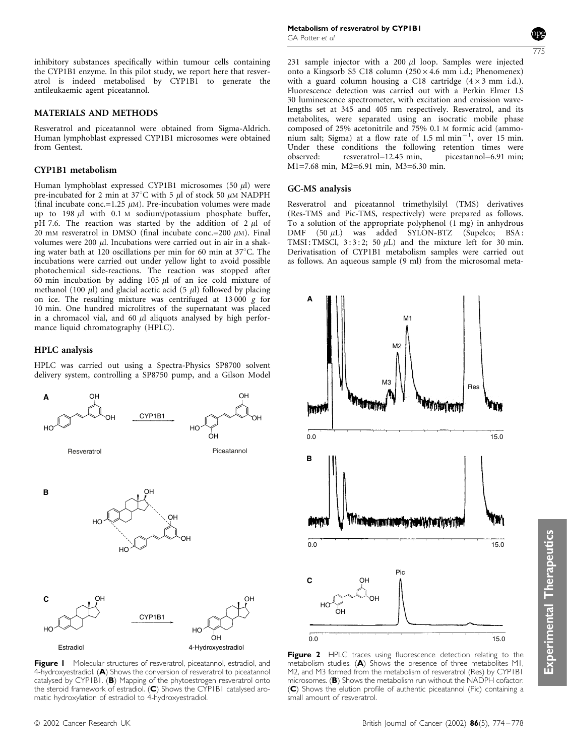inhibitory substances specifically within tumour cells containing the CYP1B1 enzyme. In this pilot study, we report here that resveratrol is indeed metabolised by CYP1B1 to generate the antileukaemic agent piceatannol.

## MATERIALS AND METHODS

Resveratrol and piceatannol were obtained from Sigma-Aldrich. Human lymphoblast expressed CYP1B1 microsomes were obtained from Gentest.

### CYP1B1 metabolism

Human lymphoblast expressed CYP1B1 microsomes (50 $\mu$l) were pre-incubated for 2 min at 37°C with 5 $\mu$l of stock 50 $\mu$M NADPH (final incubate conc.=1.25 $\mu$M). Pre-incubation volumes were made up to 198 $\mu$l with 0.1 M sodium/potassium phosphate buffer, pH 7.6. The reaction was started by the addition of 2 $\mu$l of 20 mM resveratrol in DMSO (final incubate conc.=200 $\mu$M). Final volumes were 200 $\mu$l. Incubations were carried out in air in a shaking water bath at 120 oscillations per min for 60 min at 37°C. The incubations were carried out under yellow light to avoid possible photochemical side-reactions. The reaction was stopped after 60 min incubation by adding 105 $\mu$l of an ice cold mixture of methanol (100 $\mu$l) and glacial acetic acid (5 $\mu$l) followed by placing on ice. The resulting mixture was centrifuged at 13 000 *g* for 10 min. One hundred microlitres of the supernatant was placed in a chromacol vial, and 60 $\mu$l aliquots analysed by high performance liquid chromatography (HPLC).

### HPLC analysis

HPLC was carried out using a Spectra-Physics SP8700 solvent delivery system, controlling a SP8750 pump, and a Gilson Model 231 sample injector with a 200 $\mu$l loop. Samples were injected onto a Kingsorb S5 C18 column (250 × 4.6 mm i.d.; Phenomenex) with a guard column housing a C18 cartridge (4 × 3 mm i.d.). Fluorescence detection was carried out with a Perkin Elmer LS 30 luminescence spectrometer, with excitation and emission wavelengths set at 345 and 405 nm respectively. Resveratrol, and its metabolites, were separated using an isocratic mobile phase composed of 25% acetonitrile and 75% 0.1 M formic acid (ammonium salt; Sigma) at a flow rate of 1.5 ml min$^{-1}$, over 15 min. Under these conditions the following retention times were observed: resveratrol=12.45 min, piceatannol=6.91 min; M1=7.68 min, M2=6.91 min, M3=6.30 min.

### GC-MS analysis

Resveratrol and piceatannol trimethylsilyl (TMS) derivatives (Res-TMS and Pic-TMS, respectively) were prepared as follows. To a solution of the appropriate polyphenol (1 mg) in anhydrous DMF (50 $\mu$L) was added SYLON-BTZ (Supelco; BSA : TMSI : TMSCl, 3 : 3 : 2; 50 $\mu$L) and the mixture left for 30 min. Derivatisation of CYP1B1 metabolism samples were carried out as follows. An aqueous sample (9 ml) from the microsomal meta-

**Figure 1** Molecular structures of resveratrol, piceatannol, estradiol, and 4-hydroxyestradiol. (**A**) Shows the conversion of resveratrol to piceatannol catalysed by CYP1B1. (**B**) Mapping of the phytoestrogen resveratrol onto the steroid framework of estradiol. (**C**) Shows the CYP1B1 catalysed aromatic hydroxylation of estradiol to 4-hydroxyestradiol.

**Figure 2** HPLC traces using fluorescence detection relating to the metabolism studies. (**A**) Shows the presence of three metabolites M1, M2, and M3 formed from the metabolism of resveratrol (Res) by CYP1B1 microsomes. (**B**) Shows the metabolism run without the NADPH cofactor. (**C**) Shows the elution profile of authentic piceatannol (Pic) containing a small amount of resveratrol.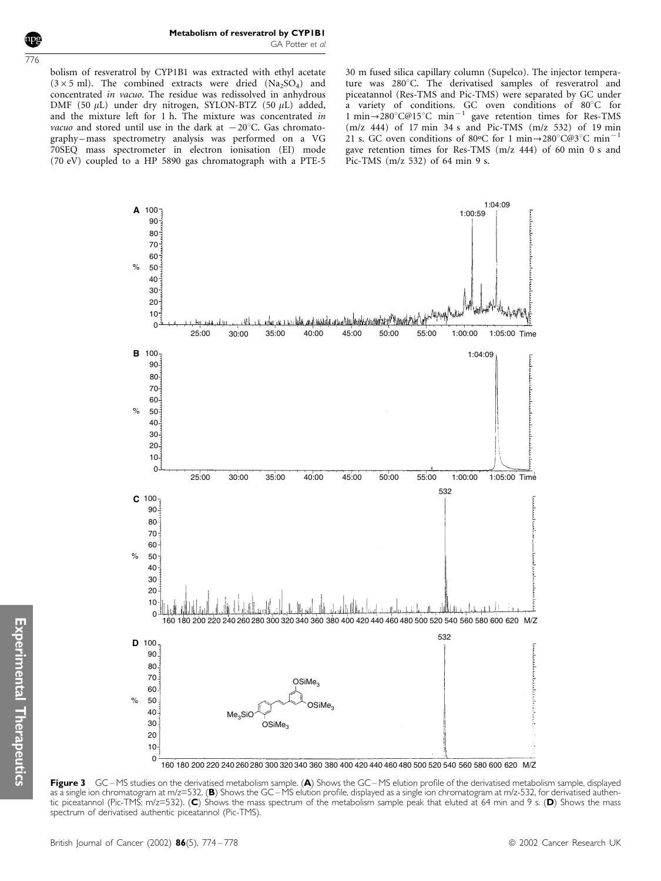bolism of resveratrol by CYP1B1 was extracted with ethyl acetate ($3 \times 5$ ml). The combined extracts were dried ($Na_2SO_4$) and concentrated *in vacuo*. The residue was redissolved in anhydrous DMF (50 $\mu$L) under dry nitrogen, SYLON-BTZ (50 $\mu$L) added, and the mixture left for 1 h. The mixture was concentrated *in vacuo* and stored until use in the dark at $-20^{\circ}$C. Gas chromatography–mass spectrometry analysis was performed on a VG 70SEQ mass spectrometer in electron ionisation (EI) mode (70 eV) coupled to a HP 5890 gas chromatograph with a PTE-5 30 m fused silica capillary column (Supelco). The injector temperature was 280°C. The derivatised samples of resveratrol and piceatannol (Res-TMS and Pic-TMS) were separated by GC under a variety of conditions. GC oven conditions of 80°C for 1 min→280°C@15°C min$^{-1}$ gave retention times for Res-TMS (m/z 444) of 17 min 34 s and Pic-TMS (m/z 532) of 19 min 21 s. GC oven conditions of 80°C for 1 min→280°C@3°C min$^{-1}$ gave retention times for Res-TMS (m/z 444) of 60 min 0 s and Pic-TMS (m/z 532) of 64 min 9 s.

**Figure 3** GC–MS studies on the derivatised metabolism sample. (**A**) Shows the GC–MS elution profile of the derivatised metabolism sample, displayed as a single ion chromatogram at m/z=532. (**B**) Shows the GC–MS elution profile, displayed as a single ion chromatogram at m/z-532, for derivatised authentic piceatannol (Pic-TMS; m/z=532). (**C**) Shows the mass spectrum of the metabolism sample peak that eluted at 64 min and 9 s. (**D**) Shows the mass spectrum of derivatised authentic piceatannol (Pic-TMS).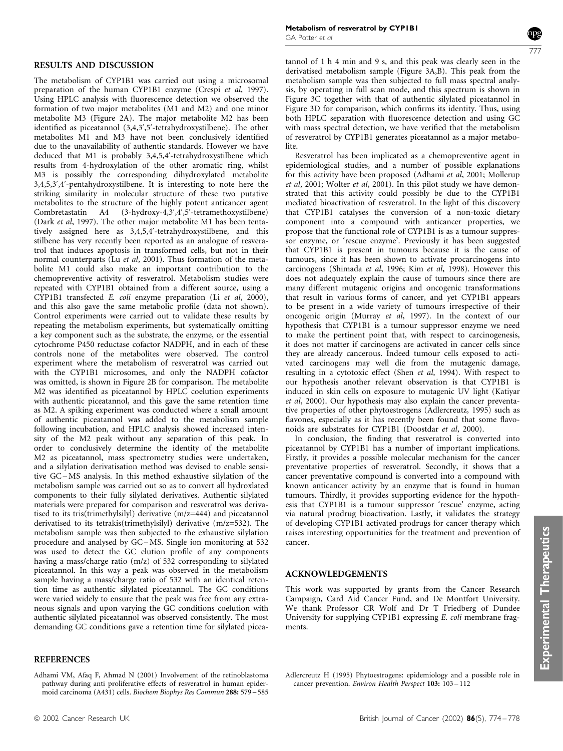## RESULTS AND DISCUSSION

The metabolism of CYP1B1 was carried out using a microsomal preparation of the human CYP1B1 enzyme (Crespi *et al*, 1997). Using HPLC analysis with fluorescence detection we observed the formation of two major metabolites (M1 and M2) and one minor metabolite M3 (Figure 2A). The major metabolite M2 has been identified as piceatannol (3,4,3′,5′-tetrahydroxystilbene). The other metabolites M1 and M3 have not been conclusively identified due to the unavailability of authentic standards. However we have deduced that M1 is probably 3,4,5,4′-tetrahydroxystilbene which results from 4-hydroxylation of the other aromatic ring, whilst M3 is possibly the corresponding dihydroxylated metabolite 3,4,5,3′,4′-pentahydroxystilbene. It is interesting to note here the striking similarity in molecular structure of these two putative metabolites to the structure of the highly potent anticancer agent Combretastatin A4 (3-hydroxy-4,3′,4′,5′-tetramethoxystilbene) (Dark *et al*, 1997). The other major metabolite M1 has been tentatively assigned here as 3,4,5,4′-tetrahydroxystilbene, and this stilbene has very recently been reported as an analogue of resveratrol that induces apoptosis in transformed cells, but not in their normal counterparts (Lu *et al*, 2001). Thus formation of the metabolite M1 could also make an important contribution to the chemopreventive activity of resveratrol. Metabolism studies were repeated with CYP1B1 obtained from a different source, using a CYP1B1 transfected *E. coli* enzyme preparation (Li *et al*, 2000), and this also gave the same metabolic profile (data not shown). Control experiments were carried out to validate these results by repeating the metabolism experiments, but systematically omitting a key component such as the substrate, the enzyme, or the essential cytochrome P450 reductase cofactor NADPH, and in each of these controls none of the metabolites were observed. The control experiment where the metabolism of resveratrol was carried out with the CYP1B1 microsomes, and only the NADPH cofactor was omitted, is shown in Figure 2B for comparison. The metabolite M2 was identified as piceatannol by HPLC coelution experiments with authentic piceatannol, and this gave the same retention time as M2. A spiking experiment was conducted where a small amount of authentic piceatannol was added to the metabolism sample following incubation, and HPLC analysis showed increased intensity of the M2 peak without any separation of this peak. In order to conclusively determine the identity of the metabolite M2 as piceatannol, mass spectrometry studies were undertaken, and a silylation derivatisation method was devised to enable sensitive GC–MS analysis. In this method exhaustive silylation of the metabolism sample was carried out so as to convert all hydroxlated components to their fully silylated derivatives. Authentic silylated materials were prepared for comparison and resveratrol was derivatised to its tris(trimethylsilyl) derivative (m/z=444) and piceatannol derivatised to its tetrakis(trimethylsilyl) derivative (m/z=532). The metabolism sample was then subjected to the exhaustive silylation procedure and analysed by GC–MS. Single ion monitoring at 532 was used to detect the GC elution profile of any components having a mass/charge ratio (m/z) of 532 corresponding to silylated piceatannol. In this way a peak was observed in the metabolism sample having a mass/charge ratio of 532 with an identical retention time as authentic silylated piceatannol. The GC conditions were varied widely to ensure that the peak was free from any extraneous signals and upon varying the GC conditions coelution with authentic silylated piceatannol was observed consistently. The most demanding GC conditions gave a retention time for silylated piceatannol of 1 h 4 min and 9 s, and this peak was clearly seen in the derivatised metabolism sample (Figure 3A,B). This peak from the metabolism sample was then subjected to full mass spectral analysis, by operating in full scan mode, and this spectrum is shown in Figure 3C together with that of authentic silylated piceatannol in Figure 3D for comparison, which confirms its identity. Thus, using both HPLC separation with fluorescence detection and using GC with mass spectral detection, we have verified that the metabolism of resveratrol by CYP1B1 generates piceatannol as a major metabolite.

Resveratrol has been implicated as a chemopreventive agent in epidemiological studies, and a number of possible explanations for this activity have been proposed (Adhami *et al*, 2001; Mollerup *et al*, 2001; Wolter *et al*, 2001). In this pilot study we have demonstrated that this activity could possibly be due to the CYP1B1 mediated bioactivation of resveratrol. In the light of this discovery that CYP1B1 catalyses the conversion of a non-toxic dietary component into a compound with anticancer properties, we propose that the functional role of CYP1B1 is as a tumour suppressor enzyme, or 'rescue enzyme'. Previously it has been suggested that CYP1B1 is present in tumours because it is the cause of tumours, since it has been shown to activate procarcinogens into carcinogens (Shimada *et al*, 1996; Kim *et al*, 1998). However this does not adequately explain the cause of tumours since there are many different mutagenic origins and oncogenic transformations that result in various forms of cancer, and yet CYP1B1 appears to be present in a wide variety of tumours irrespective of their oncogenic origin (Murray *et al*, 1997). In the context of our hypothesis that CYP1B1 is a tumour suppressor enzyme we need to make the pertinent point that, with respect to carcinogenesis, it does not matter if carcinogens are activated in cancer cells since they are already cancerous. Indeed tumour cells exposed to activated carcinogens may well die from the mutagenic damage, resulting in a cytotoxic effect (Shen *et al*, 1994). With respect to our hypothesis another relevant observation is that CYP1B1 is induced in skin cells on exposure to mutagenic UV light (Katiyar *et al*, 2000). Our hypothesis may also explain the cancer preventative properties of other phytoestrogens (Adlercreutz, 1995) such as flavones, especially as it has recently been found that some flavonoids are substrates for CYP1B1 (Doostdar *et al*, 2000).

In conclusion, the finding that resveratrol is converted into piceatannol by CYP1B1 has a number of important implications. Firstly, it provides a possible molecular mechanism for the cancer preventative properties of resveratrol. Secondly, it shows that a cancer preventative compound is converted into a compound with known anticancer activity by an enzyme that is found in human tumours. Thirdly, it provides supporting evidence for the hypothesis that CYP1B1 is a tumour suppressor 'rescue' enzyme, acting via natural prodrug bioactivation. Lastly, it validates the strategy of developing CYP1B1 activated prodrugs for cancer therapy which raises interesting opportunities for the treatment and prevention of cancer.

## ACKNOWLEDGEMENTS

This work was supported by grants from the Cancer Research Campaign, Card Aid Cancer Fund, and De Montfort University. We thank Professor CR Wolf and Dr T Friedberg of Dundee University for supplying CYP1B1 expressing *E. coli* membrane fragments.

## REFERENCES

Adhami VM, Afaq F, Ahmad N (2001) Involvement of the retinoblastoma pathway during anti proliferative effects of resveratrol in human epidermoid carcinoma (A431) cells. *Biochem Biophys Res Commun* **288:** 579–585

Adlercreutz H (1995) Phytoestrogens: epidemiology and a possible role in cancer prevention. *Environ Health Perspect* **103:** 103–112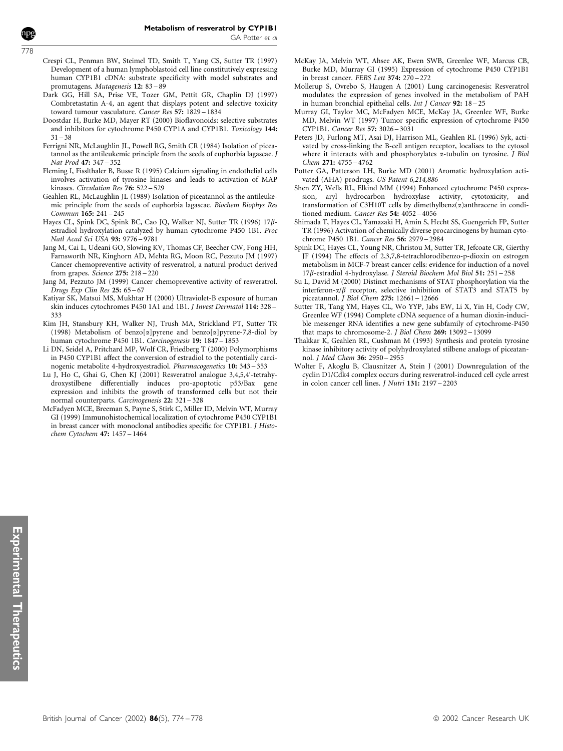Crespi CL, Penman BW, Steimel TD, Smith T, Yang CS, Sutter TR (1997) Development of a human lymphoblastoid cell line constitutively expressing human CYP1B1 cDNA: substrate specificity with model substrates and promutagens. *Mutagenesis* **12:** 83 – 89

Dark GG, Hill SA, Prise VE, Tozer GM, Pettit GR, Chaplin DJ (1997) Combretastatin A-4, an agent that displays potent and selective toxicity toward tumour vasculature. *Cancer Res* **57:** 1829 – 1834

Doostdar H, Burke MD, Mayer RT (2000) Bioflavonoids: selective substrates and inhibitors for cytochrome P450 CYP1A and CYP1B1. *Toxicology* **144:** 31 – 38

Ferrigni NR, McLaughlin JL, Powell RG, Smith CR (1984) Isolation of piceatannol as the antileukemic principle from the seeds of euphorbia lagascae. *J Nat Prod* **47:** 347 – 352

Fleming I, Fisslthaler B, Busse R (1995) Calcium signaling in endothelial cells involves activation of tyrosine kinases and leads to activation of MAP kinases. *Circulation Res* **76:** 522 – 529

Geahlen RL, McLaughlin JL (1989) Isolation of piceatannol as the antileukemic principle from the seeds of euphorbia lagascae. *Biochem Biophys Res Commun* **165:** 241 – 245

Hayes CL, Spink DC, Spink BC, Cao JQ, Walker NJ, Sutter TR (1996) 17$\beta$-estradiol hydroxylation catalyzed by human cytochrome P450 1B1. *Proc Natl Acad Sci USA* **93:** 9776 – 9781

Jang M, Cai L, Udeani GO, Slowing KV, Thomas CF, Beecher CW, Fong HH, Farnsworth NR, Kinghorn AD, Mehta RG, Moon RC, Pezzuto JM (1997) Cancer chemopreventive activity of resveratrol, a natural product derived from grapes. *Science* **275:** 218 – 220

Jang M, Pezzuto JM (1999) Cancer chemopreventive activity of resveratrol. *Drugs Exp Clin Res* **25:** 65 – 67

Katiyar SK, Matsui MS, Mukhtar H (2000) Ultraviolet-B exposure of human skin induces cytochromes P450 1A1 and 1B1. *J Invest Dermatol* **114:** 328 – 333

Kim JH, Stansbury KH, Walker NJ, Trush MA, Strickland PT, Sutter TR (1998) Metabolism of benzo[$\alpha$]pyrene and benzo[$\alpha$]pyrene-7,8-diol by human cytochrome P450 1B1. *Carcinogenesis* **19:** 1847 – 1853

Li DN, Seidel A, Pritchard MP, Wolf CR, Friedberg T (2000) Polymorphisms in P450 CYP1B1 affect the conversion of estradiol to the potentially carcinogenic metabolite 4-hydroxyestradiol. *Pharmacogenetics* **10:** 343 – 353

Lu J, Ho C, Ghai G, Chen KJ (2001) Resveratrol analogue 3,4,5,4′-tetrahydroxystilbene differentially induces pro-apoptotic p53/Bax gene expression and inhibits the growth of transformed cells but not their normal counterparts. *Carcinogenesis* **22:** 321 – 328

McFadyen MCE, Breeman S, Payne S, Stirk C, Miller ID, Melvin WT, Murray GI (1999) Immunohistochemical localization of cytochrome P450 CYP1B1 in breast cancer with monoclonal antibodies specific for CYP1B1. *J Histochem Cytochem* **47:** 1457 – 1464

McKay JA, Melvin WT, Ahsee AK, Ewen SWB, Greenlee WF, Marcus CB, Burke MD, Murray GI (1995) Expression of cytochrome P450 CYP1B1 in breast cancer. *FEBS Lett* **374:** 270 – 272

Mollerup S, Ovrebo S, Haugen A (2001) Lung carcinogenesis: Resveratrol modulates the expression of genes involved in the metabolism of PAH in human bronchial epithelial cells. *Int J Cancer* **92:** 18 – 25

Murray GI, Taylor MC, McFadyen MCE, McKay JA, Greenlee WF, Burke MD, Melvin WT (1997) Tumor specific expression of cytochrome P450 CYP1B1. *Cancer Res* **57:** 3026 – 3031

Peters JD, Furlong MT, Asai DJ, Harrison ML, Geahlen RL (1996) Syk, activated by cross-linking the B-cell antigen receptor, localises to the cytosol where it interacts with and phosphorylates $\alpha$-tubulin on tyrosine. *J Biol Chem* **271:** 4755 – 4762

Potter GA, Patterson LH, Burke MD (2001) Aromatic hydroxylation activated (AHA) prodrugs. *US Patent 6,214,886*

Shen ZY, Wells RL, Elkind MM (1994) Enhanced cytochrome P450 expression, aryl hydrocarbon hydroxylase activity, cytotoxicity, and transformation of C3H10T cells by dimethylbenz($\alpha$)anthracene in conditioned medium. *Cancer Res* **54:** 4052 – 4056

Shimada T, Hayes CL, Yamazaki H, Amin S, Hecht SS, Guengerich FP, Sutter TR (1996) Activation of chemically diverse procarcinogens by human cytochrome P450 1B1. *Cancer Res* **56:** 2979 – 2984

Spink DC, Hayes CL, Young NR, Christou M, Sutter TR, Jefcoate CR, Gierthy JF (1994) The effects of 2,3,7,8-tetrachlorodibenzo-p-dioxin on estrogen metabolism in MCF-7 breast cancer cells: evidence for induction of a novel 17$\beta$-estradiol 4-hydroxylase. *J Steroid Biochem Mol Biol* **51:** 251 – 258

Su L, David M (2000) Distinct mechanisms of STAT phosphorylation via the interferon-$\alpha/\beta$ receptor, selective inhibition of STAT3 and STAT5 by piceatannol. *J Biol Chem* **275:** 12661 – 12666

Sutter TR, Tang YM, Hayes CL, Wo YYP, Jabs EW, Li X, Yin H, Cody CW, Greenlee WF (1994) Complete cDNA sequence of a human dioxin-inducible messenger RNA identifies a new gene subfamily of cytochrome-P450 that maps to chromosome-2. *J Biol Chem* **269:** 13092 – 13099

Thakkar K, Geahlen RL, Cushman M (1993) Synthesis and protein tyrosine kinase inhibitory activity of polyhydroxylated stilbene analogs of piceatannol. *J Med Chem* **36:** 2950 – 2955

Wolter F, Akoglu B, Clausnitzer A, Stein J (2001) Downregulation of the cyclin D1/Cdk4 complex occurs during resveratrol-induced cell cycle arrest in colon cancer cell lines. *J Nutri* **131:** 2197 – 2203